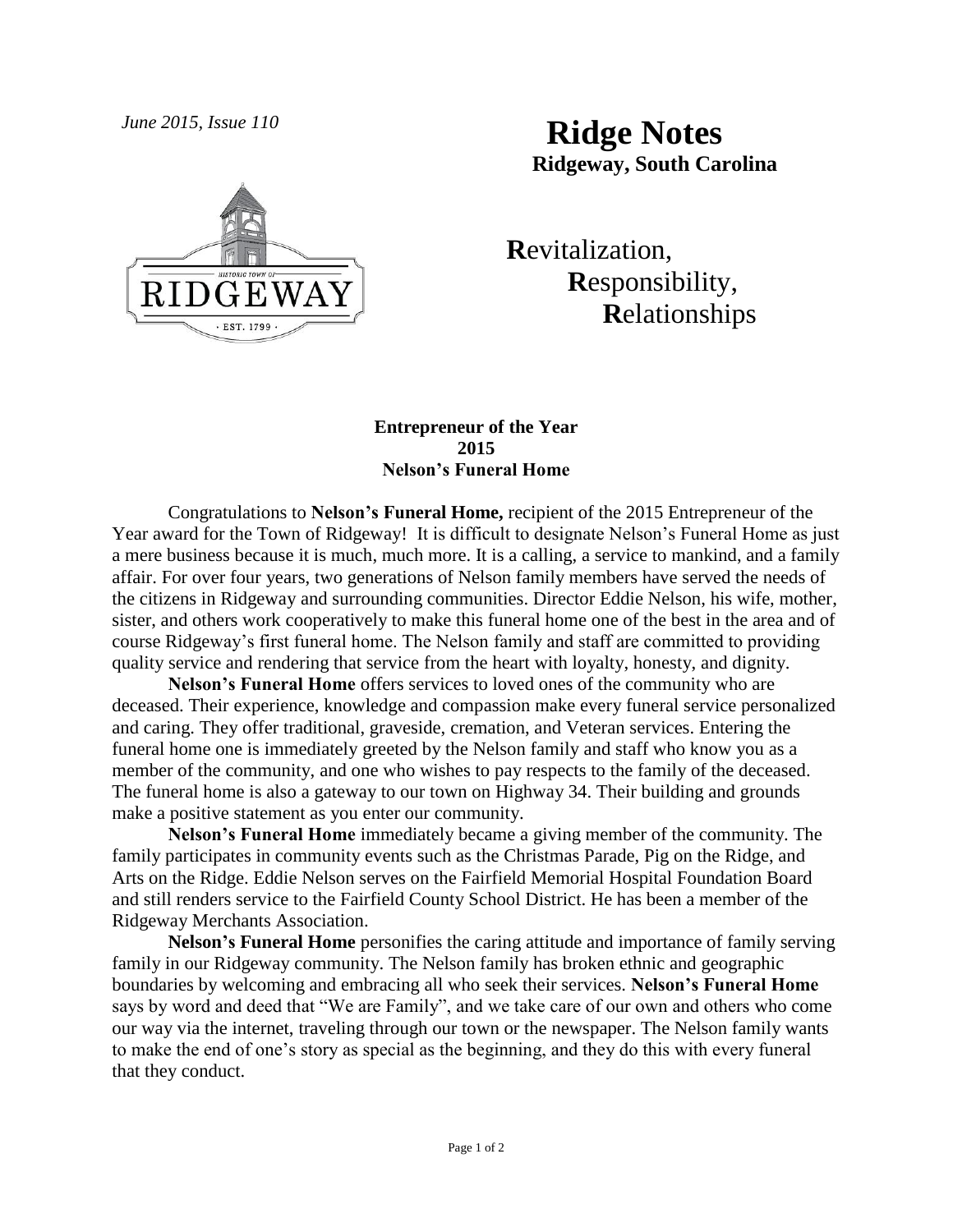*June 2015, Issue 110*

# Ridge Notes

**Ridgeway, South Carolina**

**R**evitalization,
**R**esponsibility,
**R**elationships

## Entrepreneur of the Year 2015 Nelson's Funeral Home

Congratulations to **Nelson's Funeral Home,** recipient of the 2015 Entrepreneur of the Year award for the Town of Ridgeway! It is difficult to designate Nelson's Funeral Home as just a mere business because it is much, much more. It is a calling, a service to mankind, and a family affair. For over four years, two generations of Nelson family members have served the needs of the citizens in Ridgeway and surrounding communities. Director Eddie Nelson, his wife, mother, sister, and others work cooperatively to make this funeral home one of the best in the area and of course Ridgeway's first funeral home. The Nelson family and staff are committed to providing quality service and rendering that service from the heart with loyalty, honesty, and dignity.

**Nelson's Funeral Home** offers services to loved ones of the community who are deceased. Their experience, knowledge and compassion make every funeral service personalized and caring. They offer traditional, graveside, cremation, and Veteran services. Entering the funeral home one is immediately greeted by the Nelson family and staff who know you as a member of the community, and one who wishes to pay respects to the family of the deceased. The funeral home is also a gateway to our town on Highway 34. Their building and grounds make a positive statement as you enter our community.

**Nelson's Funeral Home** immediately became a giving member of the community. The family participates in community events such as the Christmas Parade, Pig on the Ridge, and Arts on the Ridge. Eddie Nelson serves on the Fairfield Memorial Hospital Foundation Board and still renders service to the Fairfield County School District. He has been a member of the Ridgeway Merchants Association.

**Nelson's Funeral Home** personifies the caring attitude and importance of family serving family in our Ridgeway community. The Nelson family has broken ethnic and geographic boundaries by welcoming and embracing all who seek their services. **Nelson's Funeral Home** says by word and deed that "We are Family", and we take care of our own and others who come our way via the internet, traveling through our town or the newspaper. The Nelson family wants to make the end of one's story as special as the beginning, and they do this with every funeral that they conduct.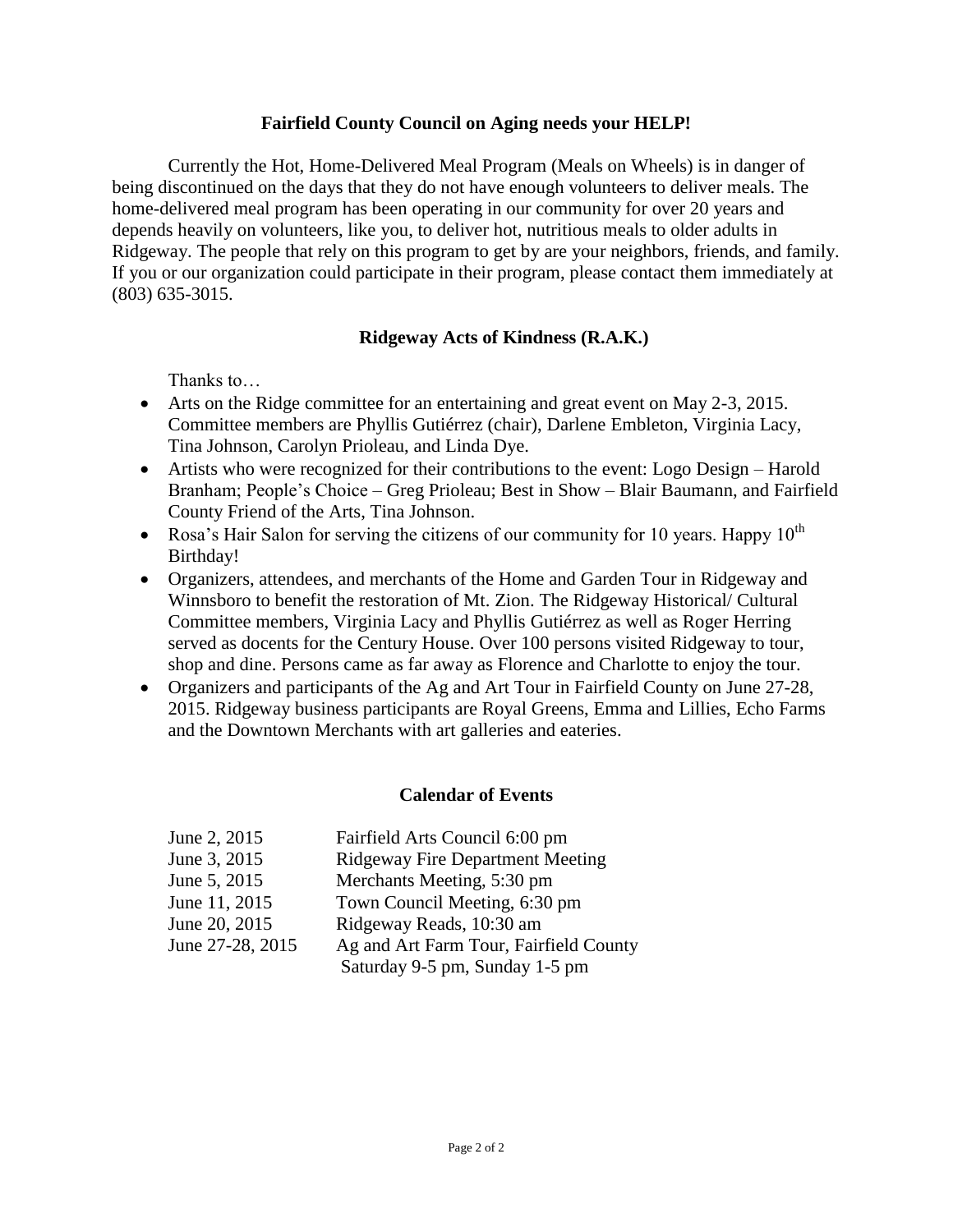## Fairfield County Council on Aging needs your HELP!

Currently the Hot, Home-Delivered Meal Program (Meals on Wheels) is in danger of being discontinued on the days that they do not have enough volunteers to deliver meals. The home-delivered meal program has been operating in our community for over 20 years and depends heavily on volunteers, like you, to deliver hot, nutritious meals to older adults in Ridgeway. The people that rely on this program to get by are your neighbors, friends, and family. If you or our organization could participate in their program, please contact them immediately at (803) 635-3015.

## Ridgeway Acts of Kindness (R.A.K.)

Thanks to…

- Arts on the Ridge committee for an entertaining and great event on May 2-3, 2015. Committee members are Phyllis Gutiérrez (chair), Darlene Embleton, Virginia Lacy, Tina Johnson, Carolyn Prioleau, and Linda Dye.
- Artists who were recognized for their contributions to the event: Logo Design – Harold Branham; People's Choice – Greg Prioleau; Best in Show – Blair Baumann, and Fairfield County Friend of the Arts, Tina Johnson.
- Rosa's Hair Salon for serving the citizens of our community for 10 years. Happy 10th Birthday!
- Organizers, attendees, and merchants of the Home and Garden Tour in Ridgeway and Winnsboro to benefit the restoration of Mt. Zion. The Ridgeway Historical/ Cultural Committee members, Virginia Lacy and Phyllis Gutiérrez as well as Roger Herring served as docents for the Century House. Over 100 persons visited Ridgeway to tour, shop and dine. Persons came as far away as Florence and Charlotte to enjoy the tour.
- Organizers and participants of the Ag and Art Tour in Fairfield County on June 27-28, 2015. Ridgeway business participants are Royal Greens, Emma and Lillies, Echo Farms and the Downtown Merchants with art galleries and eateries.

## Calendar of Events

| | |
|---|---|
| June 2, 2015 | Fairfield Arts Council 6:00 pm |
| June 3, 2015 | Ridgeway Fire Department Meeting |
| June 5, 2015 | Merchants Meeting, 5:30 pm |
| June 11, 2015 | Town Council Meeting, 6:30 pm |
| June 20, 2015 | Ridgeway Reads, 10:30 am |
| June 27-28, 2015 | Ag and Art Farm Tour, Fairfield County Saturday 9-5 pm, Sunday 1-5 pm |